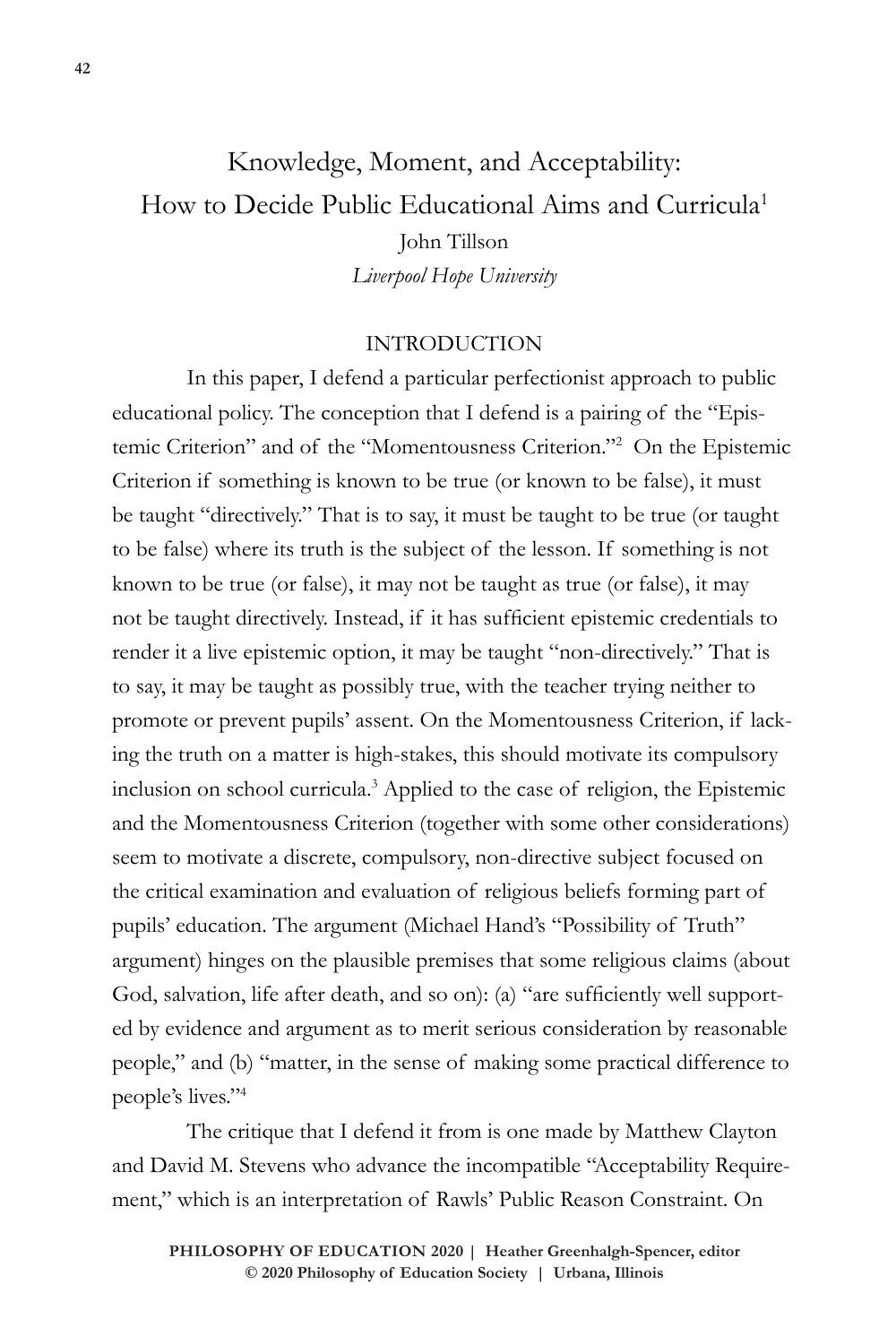# Knowledge, Moment, and Acceptability: How to Decide Public Educational Aims and Curricula[1]

John Tillson

*Liverpool Hope University*

## INTRODUCTION

In this paper, I defend a particular perfectionist approach to public educational policy. The conception that I defend is a pairing of the "Epistemic Criterion" and of the "Momentousness Criterion."[2] On the Epistemic Criterion if something is known to be true (or known to be false), it must be taught "directively." That is to say, it must be taught to be true (or taught to be false) where its truth is the subject of the lesson. If something is not known to be true (or false), it may not be taught as true (or false), it may not be taught directively. Instead, if it has sufficient epistemic credentials to render it a live epistemic option, it may be taught "non-directively." That is to say, it may be taught as possibly true, with the teacher trying neither to promote or prevent pupils' assent. On the Momentousness Criterion, if lacking the truth on a matter is high-stakes, this should motivate its compulsory inclusion on school curricula.[3] Applied to the case of religion, the Epistemic and the Momentousness Criterion (together with some other considerations) seem to motivate a discrete, compulsory, non-directive subject focused on the critical examination and evaluation of religious beliefs forming part of pupils' education. The argument (Michael Hand's "Possibility of Truth" argument) hinges on the plausible premises that some religious claims (about God, salvation, life after death, and so on): (a) "are sufficiently well supported by evidence and argument as to merit serious consideration by reasonable people," and (b) "matter, in the sense of making some practical difference to people's lives."[4]

The critique that I defend it from is one made by Matthew Clayton and David M. Stevens who advance the incompatible "Acceptability Requirement," which is an interpretation of Rawls' Public Reason Constraint. On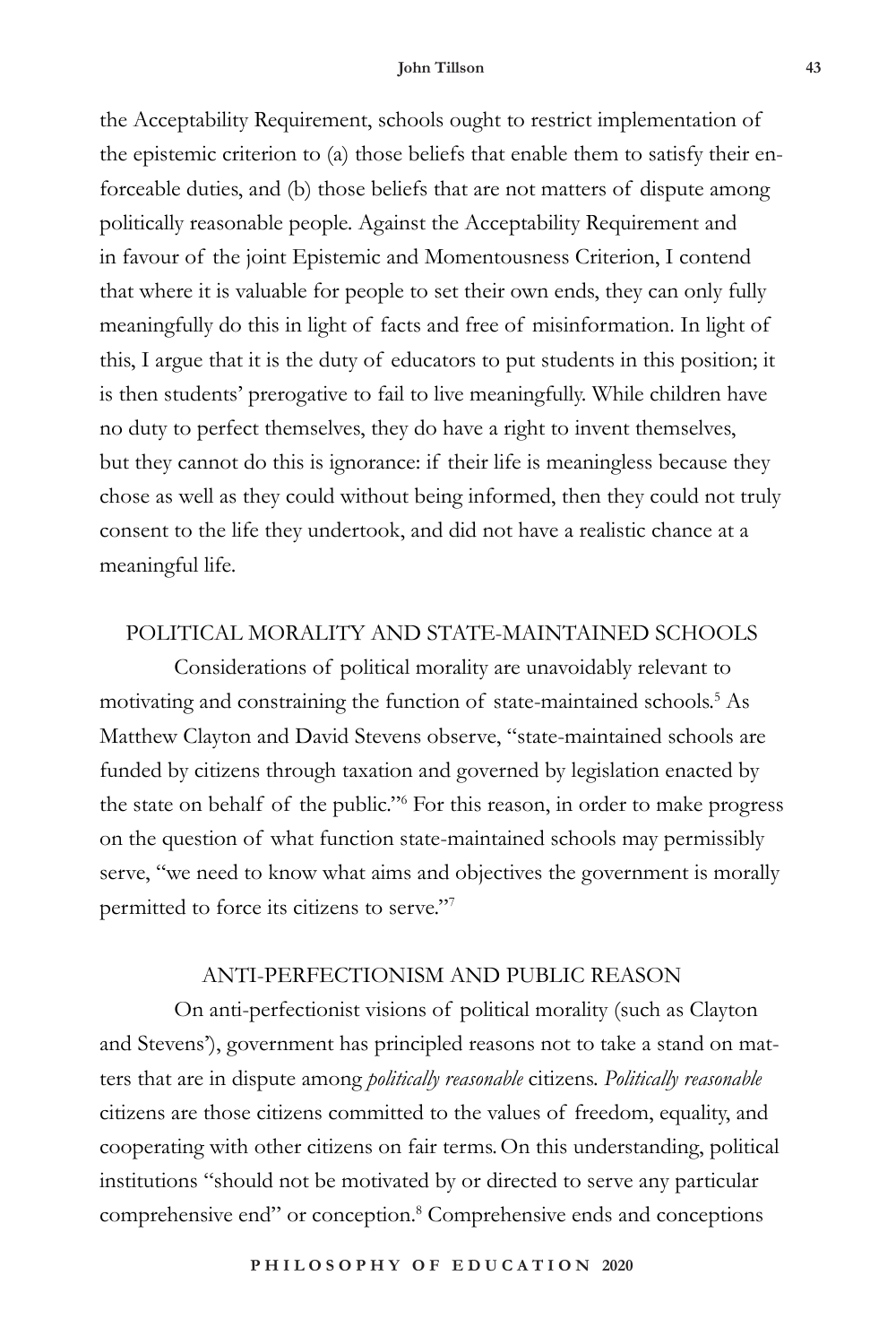the Acceptability Requirement, schools ought to restrict implementation of the epistemic criterion to (a) those beliefs that enable them to satisfy their enforceable duties, and (b) those beliefs that are not matters of dispute among politically reasonable people. Against the Acceptability Requirement and in favour of the joint Epistemic and Momentousness Criterion, I contend that where it is valuable for people to set their own ends, they can only fully meaningfully do this in light of facts and free of misinformation. In light of this, I argue that it is the duty of educators to put students in this position; it is then students' prerogative to fail to live meaningfully. While children have no duty to perfect themselves, they do have a right to invent themselves, but they cannot do this is ignorance: if their life is meaningless because they chose as well as they could without being informed, then they could not truly consent to the life they undertook, and did not have a realistic chance at a meaningful life.

## POLITICAL MORALITY AND STATE-MAINTAINED SCHOOLS

Considerations of political morality are unavoidably relevant to motivating and constraining the function of state-maintained schools.[5] As Matthew Clayton and David Stevens observe, "state-maintained schools are funded by citizens through taxation and governed by legislation enacted by the state on behalf of the public."[6] For this reason, in order to make progress on the question of what function state-maintained schools may permissibly serve, "we need to know what aims and objectives the government is morally permitted to force its citizens to serve."[7]

## ANTI-PERFECTIONISM AND PUBLIC REASON

On anti-perfectionist visions of political morality (such as Clayton and Stevens'), government has principled reasons not to take a stand on matters that are in dispute among *politically reasonable* citizens. *Politically reasonable* citizens are those citizens committed to the values of freedom, equality, and cooperating with other citizens on fair terms. On this understanding, political institutions "should not be motivated by or directed to serve any particular comprehensive end" or conception.[8] Comprehensive ends and conceptions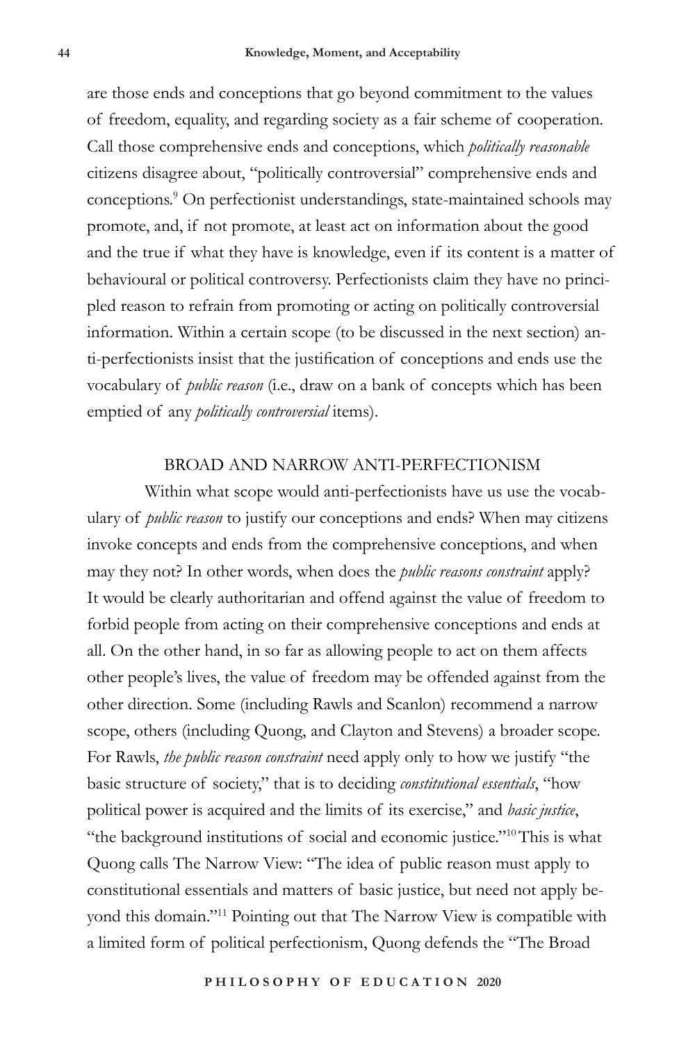are those ends and conceptions that go beyond commitment to the values of freedom, equality, and regarding society as a fair scheme of cooperation. Call those comprehensive ends and conceptions, which *politically reasonable* citizens disagree about, "politically controversial" comprehensive ends and conceptions.[9] On perfectionist understandings, state-maintained schools may promote, and, if not promote, at least act on information about the good and the true if what they have is knowledge, even if its content is a matter of behavioural or political controversy. Perfectionists claim they have no principled reason to refrain from promoting or acting on politically controversial information. Within a certain scope (to be discussed in the next section) anti-perfectionists insist that the justification of conceptions and ends use the vocabulary of *public reason* (i.e., draw on a bank of concepts which has been emptied of any *politically controversial* items).

## BROAD AND NARROW ANTI-PERFECTIONISM

Within what scope would anti-perfectionists have us use the vocabulary of *public reason* to justify our conceptions and ends? When may citizens invoke concepts and ends from the comprehensive conceptions, and when may they not? In other words, when does the *public reasons constraint* apply? It would be clearly authoritarian and offend against the value of freedom to forbid people from acting on their comprehensive conceptions and ends at all. On the other hand, in so far as allowing people to act on them affects other people's lives, the value of freedom may be offended against from the other direction. Some (including Rawls and Scanlon) recommend a narrow scope, others (including Quong, and Clayton and Stevens) a broader scope. For Rawls, *the public reason constraint* need apply only to how we justify "the basic structure of society," that is to deciding *constitutional essentials*, "how political power is acquired and the limits of its exercise," and *basic justice*, "the background institutions of social and economic justice."[10] This is what Quong calls The Narrow View: "The idea of public reason must apply to constitutional essentials and matters of basic justice, but need not apply beyond this domain."[11] Pointing out that The Narrow View is compatible with a limited form of political perfectionism, Quong defends the "The Broad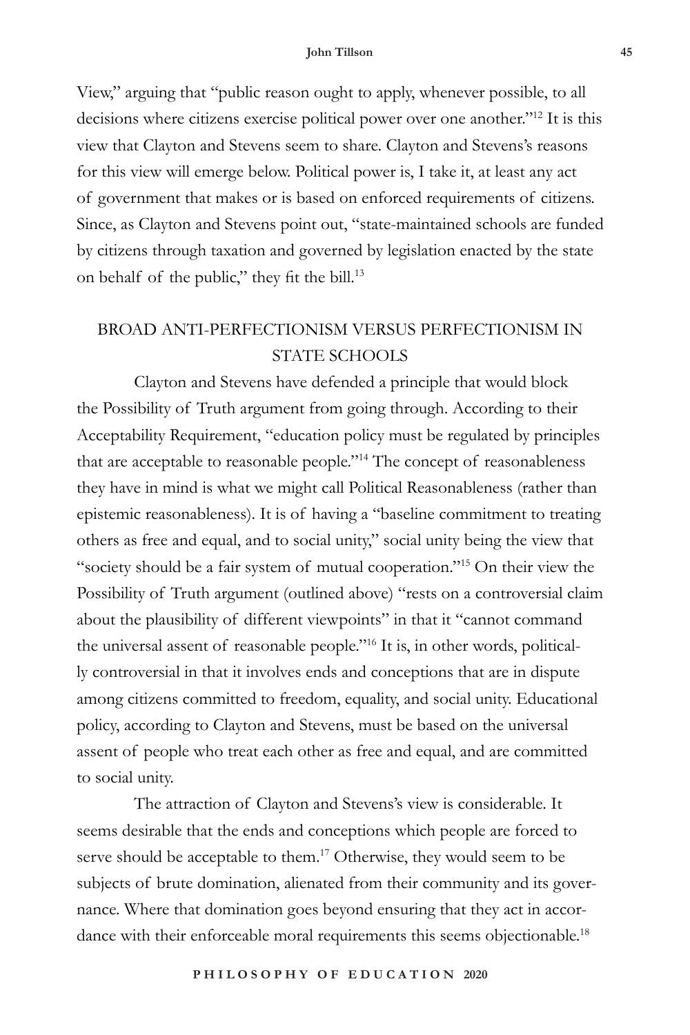View," arguing that "public reason ought to apply, whenever possible, to all decisions where citizens exercise political power over one another."[12] It is this view that Clayton and Stevens seem to share. Clayton and Stevens's reasons for this view will emerge below. Political power is, I take it, at least any act of government that makes or is based on enforced requirements of citizens. Since, as Clayton and Stevens point out, "state-maintained schools are funded by citizens through taxation and governed by legislation enacted by the state on behalf of the public," they fit the bill.[13]

## BROAD ANTI-PERFECTIONISM VERSUS PERFECTIONISM IN STATE SCHOOLS

Clayton and Stevens have defended a principle that would block the Possibility of Truth argument from going through. According to their Acceptability Requirement, "education policy must be regulated by principles that are acceptable to reasonable people."[14] The concept of reasonableness they have in mind is what we might call Political Reasonableness (rather than epistemic reasonableness). It is of having a "baseline commitment to treating others as free and equal, and to social unity," social unity being the view that "society should be a fair system of mutual cooperation."[15] On their view the Possibility of Truth argument (outlined above) "rests on a controversial claim about the plausibility of different viewpoints" in that it "cannot command the universal assent of reasonable people."[16] It is, in other words, politically controversial in that it involves ends and conceptions that are in dispute among citizens committed to freedom, equality, and social unity. Educational policy, according to Clayton and Stevens, must be based on the universal assent of people who treat each other as free and equal, and are committed to social unity.

The attraction of Clayton and Stevens's view is considerable. It seems desirable that the ends and conceptions which people are forced to serve should be acceptable to them.[17] Otherwise, they would seem to be subjects of brute domination, alienated from their community and its governance. Where that domination goes beyond ensuring that they act in accordance with their enforceable moral requirements this seems objectionable.[18]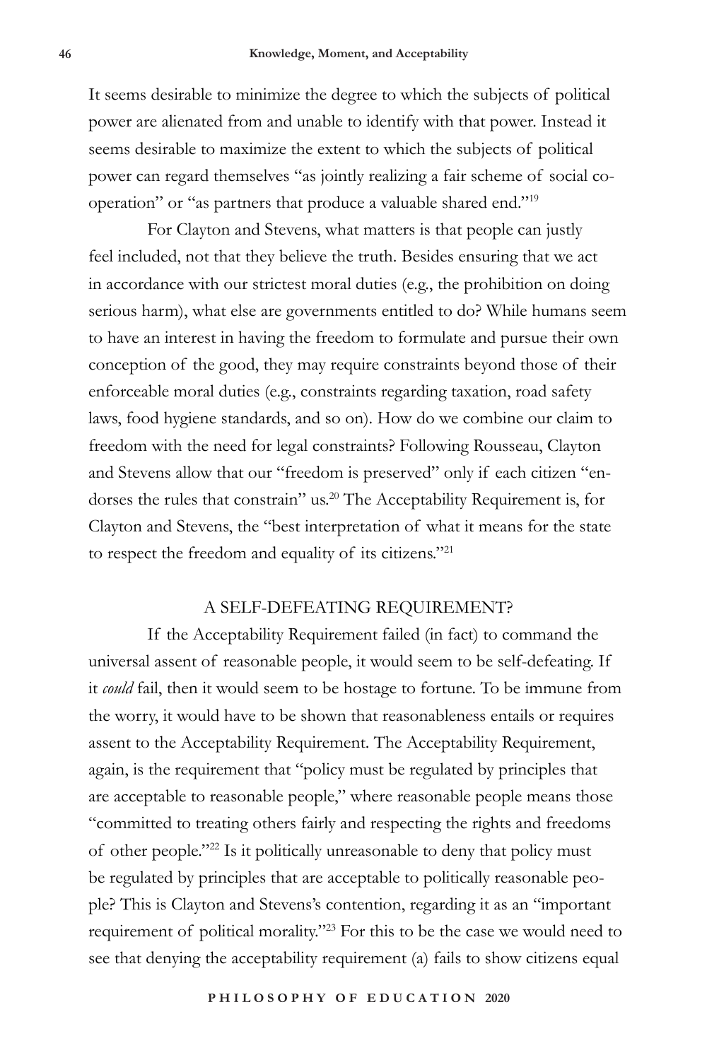It seems desirable to minimize the degree to which the subjects of political power are alienated from and unable to identify with that power. Instead it seems desirable to maximize the extent to which the subjects of political power can regard themselves "as jointly realizing a fair scheme of social co-operation" or "as partners that produce a valuable shared end."[19]

For Clayton and Stevens, what matters is that people can justly feel included, not that they believe the truth. Besides ensuring that we act in accordance with our strictest moral duties (e.g., the prohibition on doing serious harm), what else are governments entitled to do? While humans seem to have an interest in having the freedom to formulate and pursue their own conception of the good, they may require constraints beyond those of their enforceable moral duties (e.g., constraints regarding taxation, road safety laws, food hygiene standards, and so on). How do we combine our claim to freedom with the need for legal constraints? Following Rousseau, Clayton and Stevens allow that our "freedom is preserved" only if each citizen "endorses the rules that constrain" us.[20] The Acceptability Requirement is, for Clayton and Stevens, the "best interpretation of what it means for the state to respect the freedom and equality of its citizens."[21]

## A SELF-DEFEATING REQUIREMENT?

If the Acceptability Requirement failed (in fact) to command the universal assent of reasonable people, it would seem to be self-defeating. If it *could* fail, then it would seem to be hostage to fortune. To be immune from the worry, it would have to be shown that reasonableness entails or requires assent to the Acceptability Requirement. The Acceptability Requirement, again, is the requirement that "policy must be regulated by principles that are acceptable to reasonable people," where reasonable people means those "committed to treating others fairly and respecting the rights and freedoms of other people."[22] Is it politically unreasonable to deny that policy must be regulated by principles that are acceptable to politically reasonable people? This is Clayton and Stevens's contention, regarding it as an "important requirement of political morality."[23] For this to be the case we would need to see that denying the acceptability requirement (a) fails to show citizens equal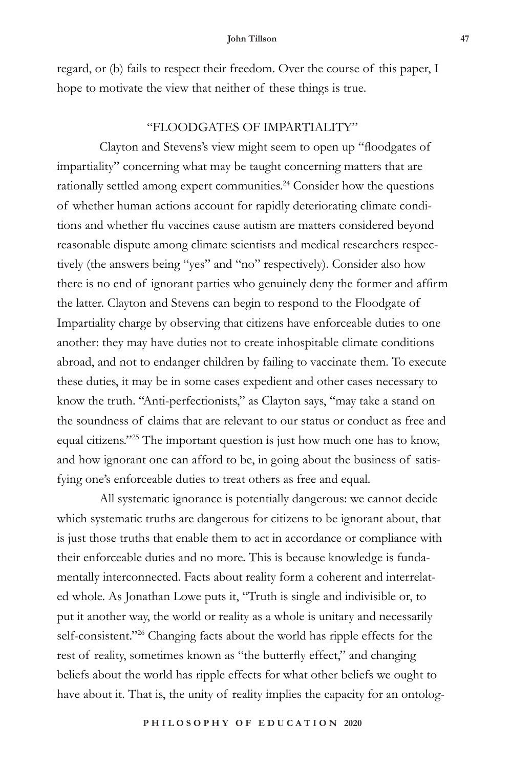regard, or (b) fails to respect their freedom. Over the course of this paper, I hope to motivate the view that neither of these things is true.

## "FLOODGATES OF IMPARTIALITY"

Clayton and Stevens's view might seem to open up "floodgates of impartiality" concerning what may be taught concerning matters that are rationally settled among expert communities.[24] Consider how the questions of whether human actions account for rapidly deteriorating climate conditions and whether flu vaccines cause autism are matters considered beyond reasonable dispute among climate scientists and medical researchers respectively (the answers being "yes" and "no" respectively). Consider also how there is no end of ignorant parties who genuinely deny the former and affirm the latter. Clayton and Stevens can begin to respond to the Floodgate of Impartiality charge by observing that citizens have enforceable duties to one another: they may have duties not to create inhospitable climate conditions abroad, and not to endanger children by failing to vaccinate them. To execute these duties, it may be in some cases expedient and other cases necessary to know the truth. "Anti-perfectionists," as Clayton says, "may take a stand on the soundness of claims that are relevant to our status or conduct as free and equal citizens."[25] The important question is just how much one has to know, and how ignorant one can afford to be, in going about the business of satisfying one's enforceable duties to treat others as free and equal.

All systematic ignorance is potentially dangerous: we cannot decide which systematic truths are dangerous for citizens to be ignorant about, that is just those truths that enable them to act in accordance or compliance with their enforceable duties and no more. This is because knowledge is fundamentally interconnected. Facts about reality form a coherent and interrelated whole. As Jonathan Lowe puts it, "Truth is single and indivisible or, to put it another way, the world or reality as a whole is unitary and necessarily self-consistent."[26] Changing facts about the world has ripple effects for the rest of reality, sometimes known as "the butterfly effect," and changing beliefs about the world has ripple effects for what other beliefs we ought to have about it. That is, the unity of reality implies the capacity for an ontolog-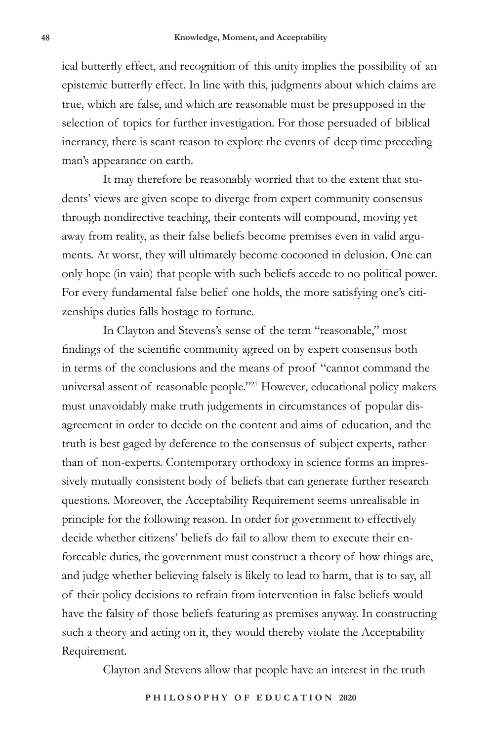ical butterfly effect, and recognition of this unity implies the possibility of an epistemic butterfly effect. In line with this, judgments about which claims are true, which are false, and which are reasonable must be presupposed in the selection of topics for further investigation. For those persuaded of biblical inerrancy, there is scant reason to explore the events of deep time preceding man's appearance on earth.

It may therefore be reasonably worried that to the extent that students' views are given scope to diverge from expert community consensus through nondirective teaching, their contents will compound, moving yet away from reality, as their false beliefs become premises even in valid arguments. At worst, they will ultimately become cocooned in delusion. One can only hope (in vain) that people with such beliefs accede to no political power. For every fundamental false belief one holds, the more satisfying one's citizenships duties falls hostage to fortune.

In Clayton and Stevens's sense of the term "reasonable," most findings of the scientific community agreed on by expert consensus both in terms of the conclusions and the means of proof "cannot command the universal assent of reasonable people."[27] However, educational policy makers must unavoidably make truth judgements in circumstances of popular disagreement in order to decide on the content and aims of education, and the truth is best gaged by deference to the consensus of subject experts, rather than of non-experts. Contemporary orthodoxy in science forms an impressively mutually consistent body of beliefs that can generate further research questions. Moreover, the Acceptability Requirement seems unrealisable in principle for the following reason. In order for government to effectively decide whether citizens' beliefs do fail to allow them to execute their enforceable duties, the government must construct a theory of how things are, and judge whether believing falsely is likely to lead to harm, that is to say, all of their policy decisions to refrain from intervention in false beliefs would have the falsity of those beliefs featuring as premises anyway. In constructing such a theory and acting on it, they would thereby violate the Acceptability Requirement.

Clayton and Stevens allow that people have an interest in the truth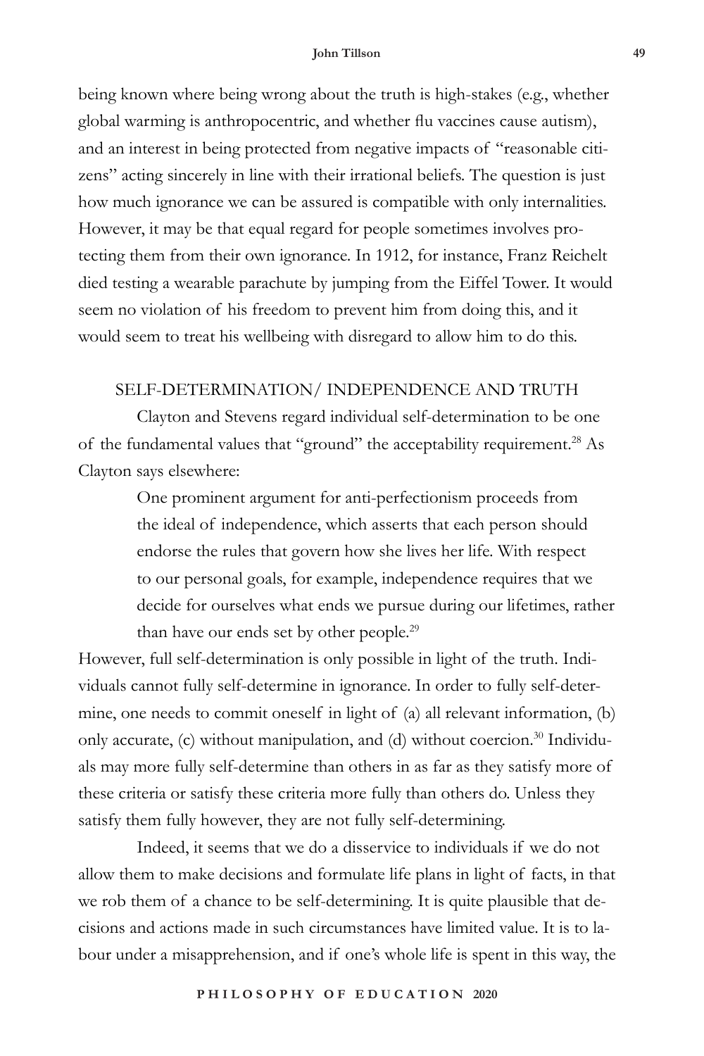being known where being wrong about the truth is high-stakes (e.g., whether global warming is anthropocentric, and whether flu vaccines cause autism), and an interest in being protected from negative impacts of "reasonable citizens" acting sincerely in line with their irrational beliefs. The question is just how much ignorance we can be assured is compatible with only internalities. However, it may be that equal regard for people sometimes involves protecting them from their own ignorance. In 1912, for instance, Franz Reichelt died testing a wearable parachute by jumping from the Eiffel Tower. It would seem no violation of his freedom to prevent him from doing this, and it would seem to treat his wellbeing with disregard to allow him to do this.

## SELF-DETERMINATION/ INDEPENDENCE AND TRUTH

Clayton and Stevens regard individual self-determination to be one of the fundamental values that "ground" the acceptability requirement.[28] As Clayton says elsewhere:

> One prominent argument for anti-perfectionism proceeds from the ideal of independence, which asserts that each person should endorse the rules that govern how she lives her life. With respect to our personal goals, for example, independence requires that we decide for ourselves what ends we pursue during our lifetimes, rather than have our ends set by other people.[29]

However, full self-determination is only possible in light of the truth. Individuals cannot fully self-determine in ignorance. In order to fully self-determine, one needs to commit oneself in light of (a) all relevant information, (b) only accurate, (c) without manipulation, and (d) without coercion.[30] Individuals may more fully self-determine than others in as far as they satisfy more of these criteria or satisfy these criteria more fully than others do. Unless they satisfy them fully however, they are not fully self-determining.

Indeed, it seems that we do a disservice to individuals if we do not allow them to make decisions and formulate life plans in light of facts, in that we rob them of a chance to be self-determining. It is quite plausible that decisions and actions made in such circumstances have limited value. It is to labour under a misapprehension, and if one's whole life is spent in this way, the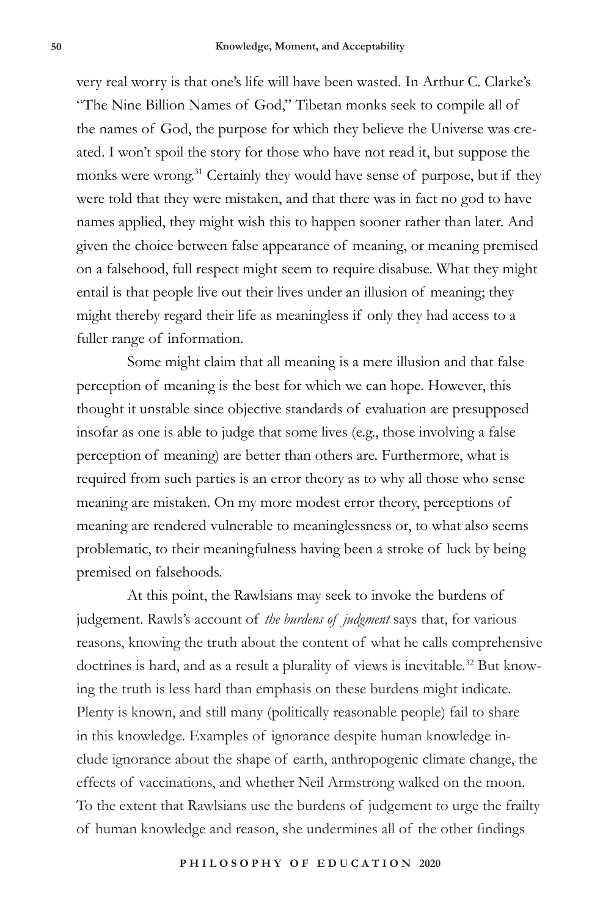very real worry is that one's life will have been wasted. In Arthur C. Clarke's "The Nine Billion Names of God," Tibetan monks seek to compile all of the names of God, the purpose for which they believe the Universe was created. I won't spoil the story for those who have not read it, but suppose the monks were wrong.[31] Certainly they would have sense of purpose, but if they were told that they were mistaken, and that there was in fact no god to have names applied, they might wish this to happen sooner rather than later. And given the choice between false appearance of meaning, or meaning premised on a falsehood, full respect might seem to require disabuse. What they might entail is that people live out their lives under an illusion of meaning; they might thereby regard their life as meaningless if only they had access to a fuller range of information.

Some might claim that all meaning is a mere illusion and that false perception of meaning is the best for which we can hope. However, this thought it unstable since objective standards of evaluation are presupposed insofar as one is able to judge that some lives (e.g., those involving a false perception of meaning) are better than others are. Furthermore, what is required from such parties is an error theory as to why all those who sense meaning are mistaken. On my more modest error theory, perceptions of meaning are rendered vulnerable to meaninglessness or, to what also seems problematic, to their meaningfulness having been a stroke of luck by being premised on falsehoods.

At this point, the Rawlsians may seek to invoke the burdens of judgement. Rawls's account of *the burdens of judgment* says that, for various reasons, knowing the truth about the content of what he calls comprehensive doctrines is hard, and as a result a plurality of views is inevitable.[32] But knowing the truth is less hard than emphasis on these burdens might indicate. Plenty is known, and still many (politically reasonable people) fail to share in this knowledge. Examples of ignorance despite human knowledge include ignorance about the shape of earth, anthropogenic climate change, the effects of vaccinations, and whether Neil Armstrong walked on the moon. To the extent that Rawlsians use the burdens of judgement to urge the frailty of human knowledge and reason, she undermines all of the other findings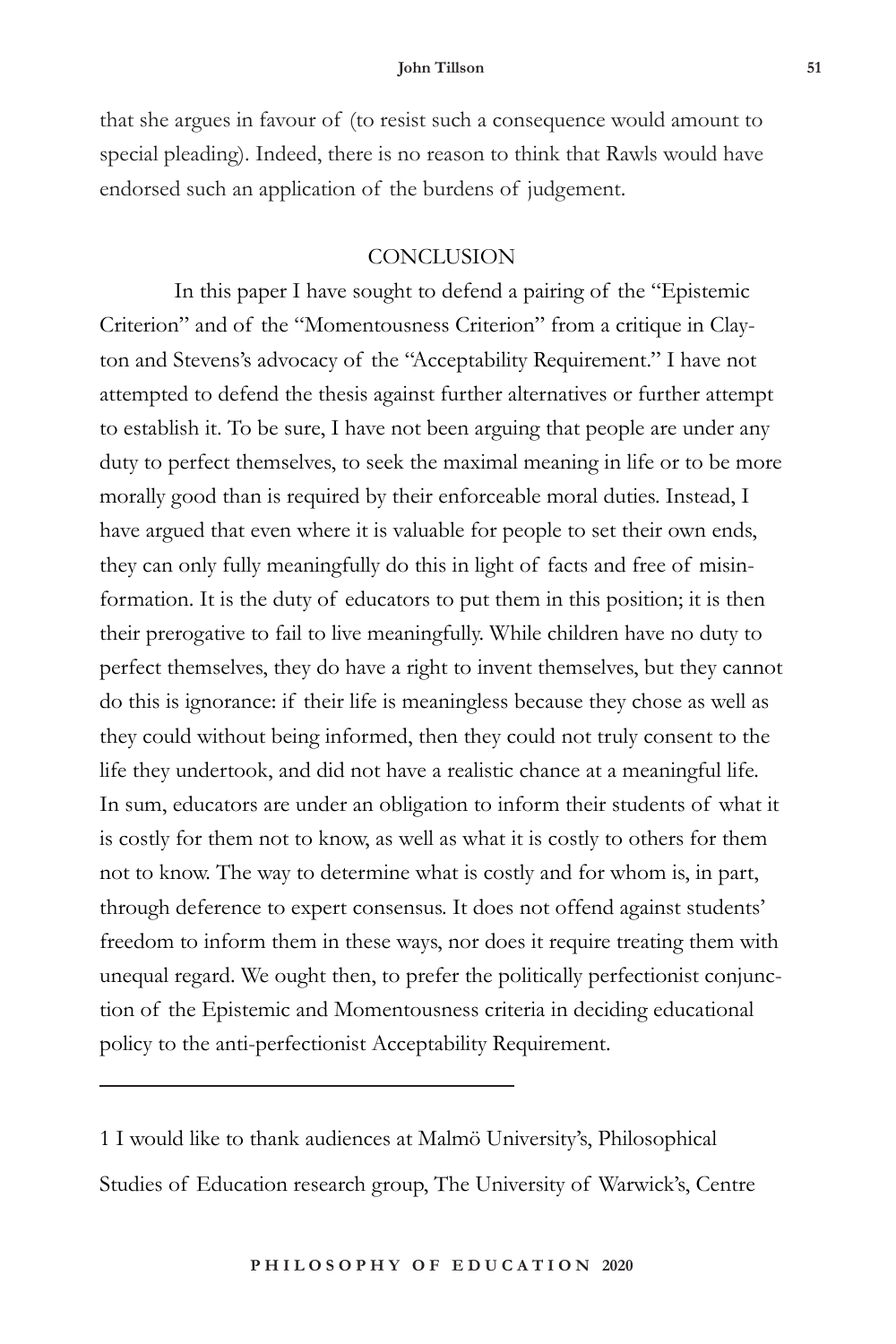that she argues in favour of (to resist such a consequence would amount to special pleading). Indeed, there is no reason to think that Rawls would have endorsed such an application of the burdens of judgement.

## CONCLUSION

In this paper I have sought to defend a pairing of the "Epistemic Criterion" and of the "Momentousness Criterion" from a critique in Clayton and Stevens's advocacy of the "Acceptability Requirement." I have not attempted to defend the thesis against further alternatives or further attempt to establish it. To be sure, I have not been arguing that people are under any duty to perfect themselves, to seek the maximal meaning in life or to be more morally good than is required by their enforceable moral duties. Instead, I have argued that even where it is valuable for people to set their own ends, they can only fully meaningfully do this in light of facts and free of misinformation. It is the duty of educators to put them in this position; it is then their prerogative to fail to live meaningfully. While children have no duty to perfect themselves, they do have a right to invent themselves, but they cannot do this is ignorance: if their life is meaningless because they chose as well as they could without being informed, then they could not truly consent to the life they undertook, and did not have a realistic chance at a meaningful life. In sum, educators are under an obligation to inform their students of what it is costly for them not to know, as well as what it is costly to others for them not to know. The way to determine what is costly and for whom is, in part, through deference to expert consensus. It does not offend against students' freedom to inform them in these ways, nor does it require treating them with unequal regard. We ought then, to prefer the politically perfectionist conjunction of the Epistemic and Momentousness criteria in deciding educational policy to the anti-perfectionist Acceptability Requirement.

---

1 I would like to thank audiences at Malmö University's, Philosophical Studies of Education research group, The University of Warwick's, Centre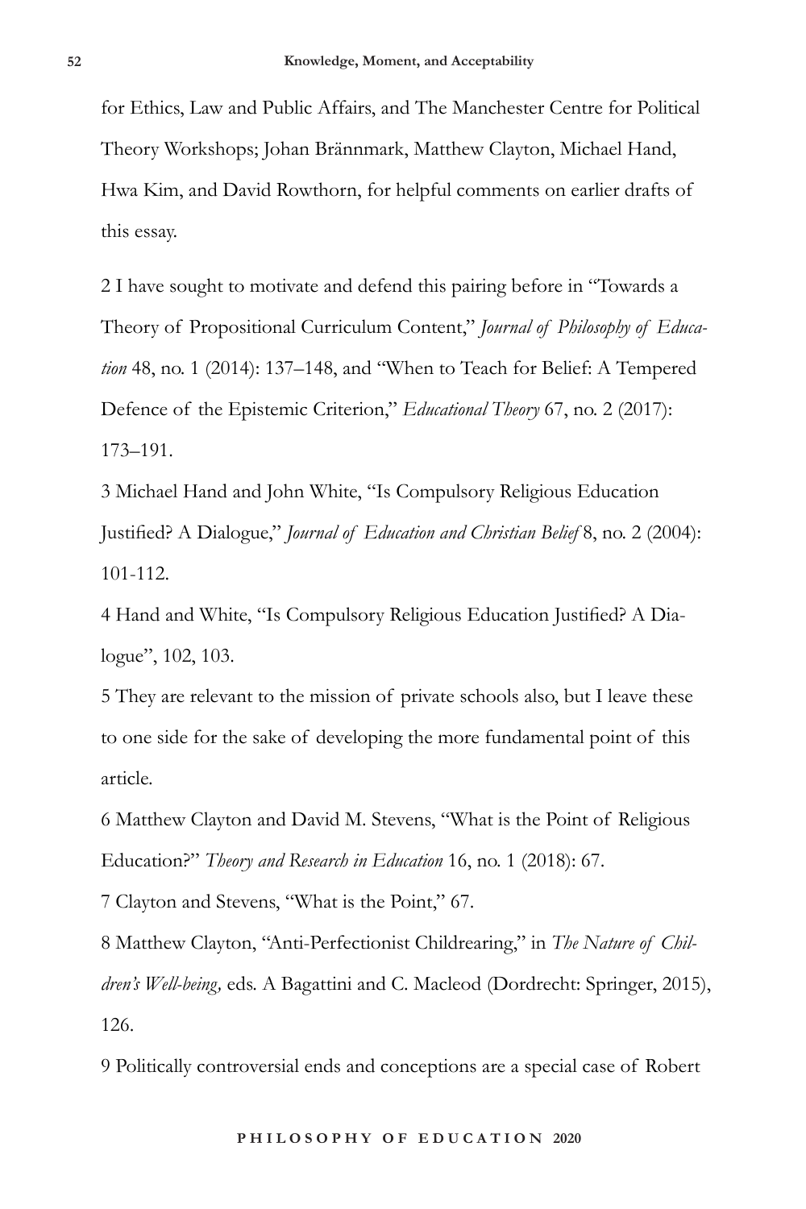for Ethics, Law and Public Affairs, and The Manchester Centre for Political Theory Workshops; Johan Brännmark, Matthew Clayton, Michael Hand, Hwa Kim, and David Rowthorn, for helpful comments on earlier drafts of this essay.

2 I have sought to motivate and defend this pairing before in "Towards a Theory of Propositional Curriculum Content," *Journal of Philosophy of Education* 48, no. 1 (2014): 137–148, and "When to Teach for Belief: A Tempered Defence of the Epistemic Criterion," *Educational Theory* 67, no. 2 (2017): 173–191.

3 Michael Hand and John White, "Is Compulsory Religious Education Justified? A Dialogue," *Journal of Education and Christian Belief* 8, no. 2 (2004): 101-112.

4 Hand and White, "Is Compulsory Religious Education Justified? A Dialogue", 102, 103.

5 They are relevant to the mission of private schools also, but I leave these to one side for the sake of developing the more fundamental point of this article.

6 Matthew Clayton and David M. Stevens, "What is the Point of Religious Education?" *Theory and Research in Education* 16, no. 1 (2018): 67.

7 Clayton and Stevens, "What is the Point," 67.

8 Matthew Clayton, "Anti-Perfectionist Childrearing," in *The Nature of Children's Well-being,* eds. A Bagattini and C. Macleod (Dordrecht: Springer, 2015), 126.

9 Politically controversial ends and conceptions are a special case of Robert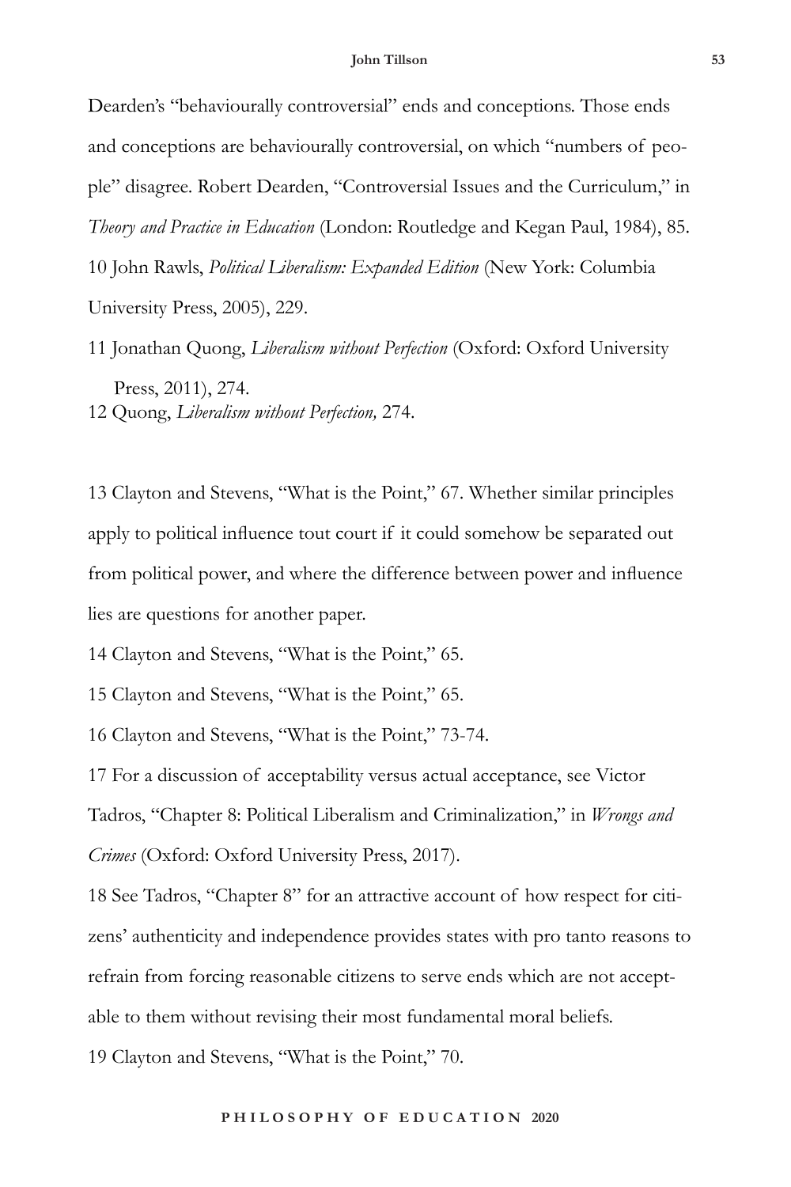Dearden's "behaviourally controversial" ends and conceptions. Those ends and conceptions are behaviourally controversial, on which "numbers of people" disagree. Robert Dearden, "Controversial Issues and the Curriculum," in *Theory and Practice in Education* (London: Routledge and Kegan Paul, 1984), 85.

10 John Rawls, *Political Liberalism: Expanded Edition* (New York: Columbia University Press, 2005), 229.

11 Jonathan Quong, *Liberalism without Perfection* (Oxford: Oxford University Press, 2011), 274.

12 Quong, *Liberalism without Perfection,* 274.

13 Clayton and Stevens, "What is the Point," 67. Whether similar principles apply to political influence tout court if it could somehow be separated out from political power, and where the difference between power and influence lies are questions for another paper.

14 Clayton and Stevens, "What is the Point," 65.

15 Clayton and Stevens, "What is the Point," 65.

16 Clayton and Stevens, "What is the Point," 73-74.

17 For a discussion of acceptability versus actual acceptance, see Victor Tadros, "Chapter 8: Political Liberalism and Criminalization," in *Wrongs and Crimes* (Oxford: Oxford University Press, 2017).

18 See Tadros, "Chapter 8" for an attractive account of how respect for citizens' authenticity and independence provides states with pro tanto reasons to refrain from forcing reasonable citizens to serve ends which are not acceptable to them without revising their most fundamental moral beliefs.

19 Clayton and Stevens, "What is the Point," 70.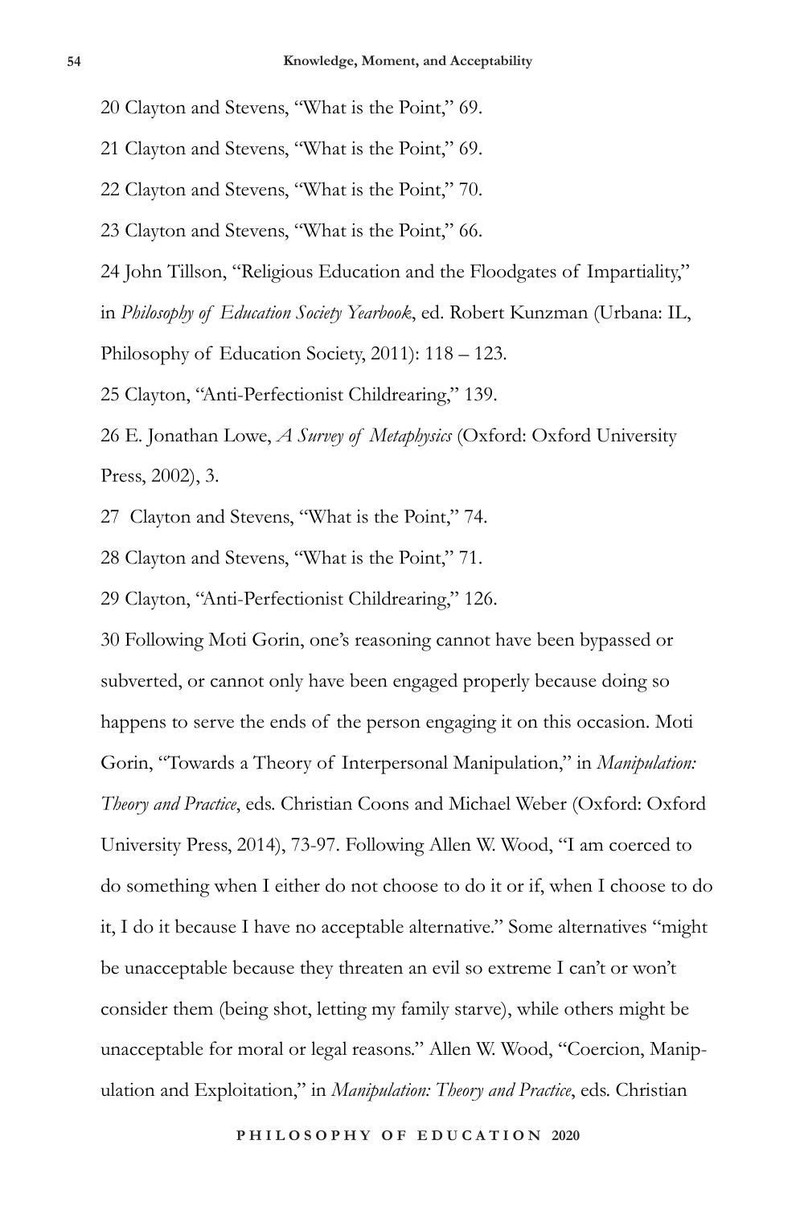20 Clayton and Stevens, "What is the Point," 69.

21 Clayton and Stevens, "What is the Point," 69.

22 Clayton and Stevens, "What is the Point," 70.

23 Clayton and Stevens, "What is the Point," 66.

24 John Tillson, "Religious Education and the Floodgates of Impartiality," in *Philosophy of Education Society Yearbook*, ed. Robert Kunzman (Urbana: IL, Philosophy of Education Society, 2011): 118 – 123.

25 Clayton, "Anti-Perfectionist Childrearing," 139.

26 E. Jonathan Lowe, *A Survey of Metaphysics* (Oxford: Oxford University Press, 2002), 3.

27 Clayton and Stevens, "What is the Point," 74.

28 Clayton and Stevens, "What is the Point," 71.

29 Clayton, "Anti-Perfectionist Childrearing," 126.

30 Following Moti Gorin, one's reasoning cannot have been bypassed or subverted, or cannot only have been engaged properly because doing so happens to serve the ends of the person engaging it on this occasion. Moti Gorin, "Towards a Theory of Interpersonal Manipulation," in *Manipulation: Theory and Practice*, eds. Christian Coons and Michael Weber (Oxford: Oxford University Press, 2014), 73-97. Following Allen W. Wood, "I am coerced to do something when I either do not choose to do it or if, when I choose to do it, I do it because I have no acceptable alternative." Some alternatives "might be unacceptable because they threaten an evil so extreme I can't or won't consider them (being shot, letting my family starve), while others might be unacceptable for moral or legal reasons." Allen W. Wood, "Coercion, Manipulation and Exploitation," in *Manipulation: Theory and Practice*, eds. Christian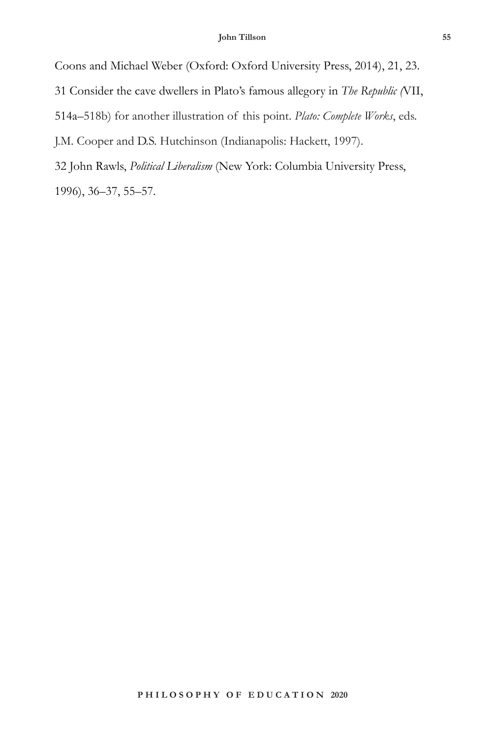Coons and Michael Weber (Oxford: Oxford University Press, 2014), 21, 23.

31 Consider the cave dwellers in Plato's famous allegory in *The Republic (*VII, 514a–518b) for another illustration of this point. *Plato: Complete Works*, eds. J.M. Cooper and D.S. Hutchinson (Indianapolis: Hackett, 1997).

32 John Rawls, *Political Liberalism* (New York: Columbia University Press, 1996), 36–37, 55–57.